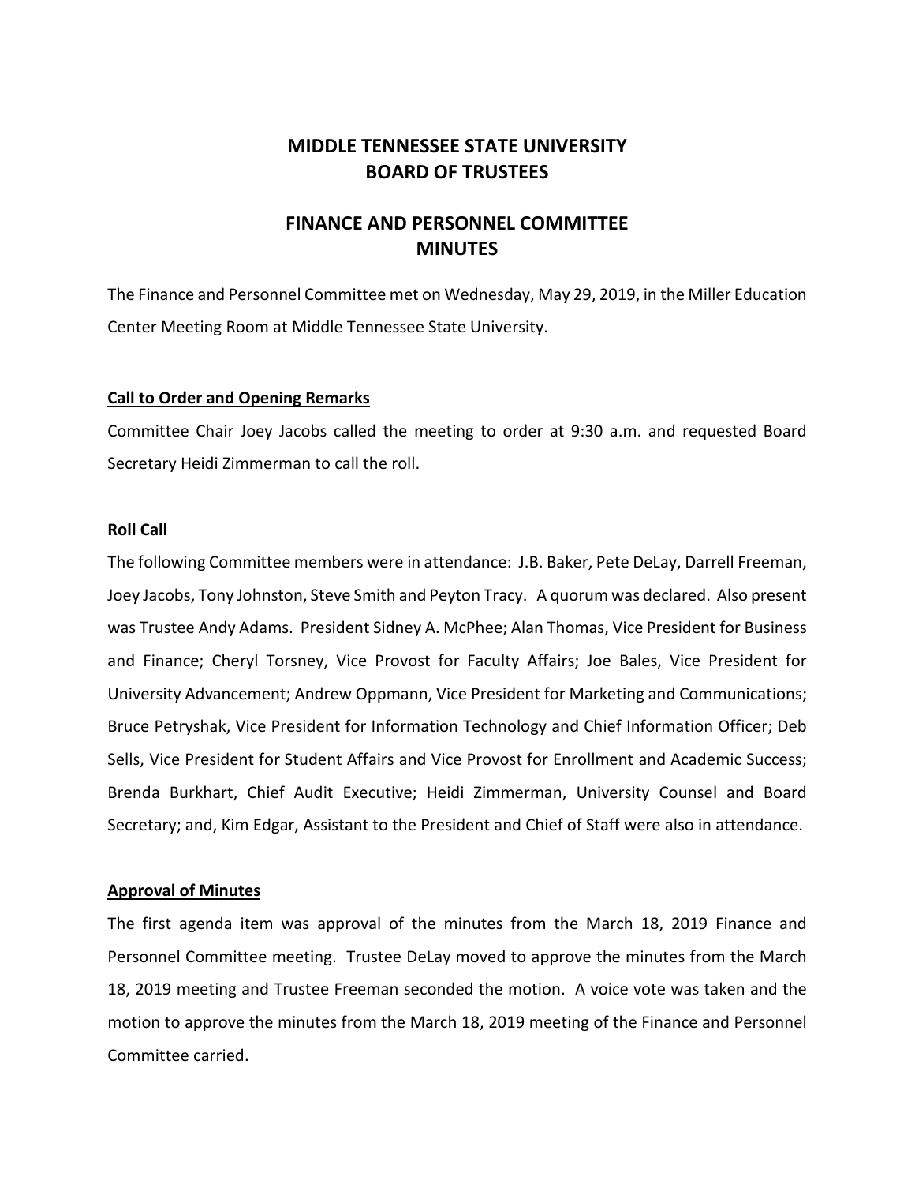# MIDDLE TENNESSEE STATE UNIVERSITY
# BOARD OF TRUSTEES

## FINANCE AND PERSONNEL COMMITTEE
## MINUTES

The Finance and Personnel Committee met on Wednesday, May 29, 2019, in the Miller Education Center Meeting Room at Middle Tennessee State University.

**Call to Order and Opening Remarks**

Committee Chair Joey Jacobs called the meeting to order at 9:30 a.m. and requested Board Secretary Heidi Zimmerman to call the roll.

**Roll Call**

The following Committee members were in attendance: J.B. Baker, Pete DeLay, Darrell Freeman, Joey Jacobs, Tony Johnston, Steve Smith and Peyton Tracy. A quorum was declared. Also present was Trustee Andy Adams. President Sidney A. McPhee; Alan Thomas, Vice President for Business and Finance; Cheryl Torsney, Vice Provost for Faculty Affairs; Joe Bales, Vice President for University Advancement; Andrew Oppmann, Vice President for Marketing and Communications; Bruce Petryshak, Vice President for Information Technology and Chief Information Officer; Deb Sells, Vice President for Student Affairs and Vice Provost for Enrollment and Academic Success; Brenda Burkhart, Chief Audit Executive; Heidi Zimmerman, University Counsel and Board Secretary; and, Kim Edgar, Assistant to the President and Chief of Staff were also in attendance.

**Approval of Minutes**

The first agenda item was approval of the minutes from the March 18, 2019 Finance and Personnel Committee meeting. Trustee DeLay moved to approve the minutes from the March 18, 2019 meeting and Trustee Freeman seconded the motion. A voice vote was taken and the motion to approve the minutes from the March 18, 2019 meeting of the Finance and Personnel Committee carried.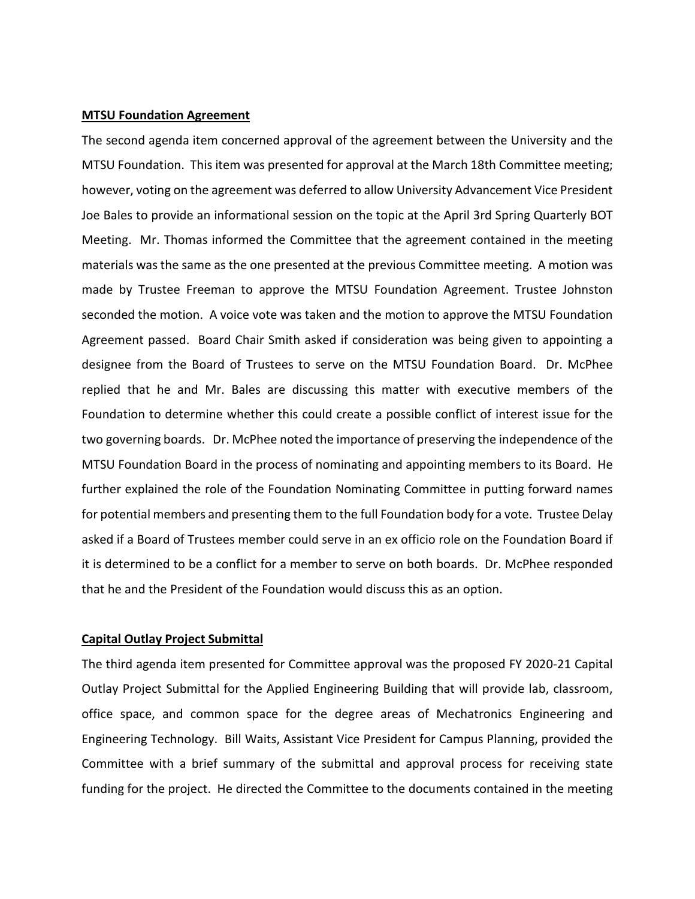**MTSU Foundation Agreement**

The second agenda item concerned approval of the agreement between the University and the MTSU Foundation. This item was presented for approval at the March 18th Committee meeting; however, voting on the agreement was deferred to allow University Advancement Vice President Joe Bales to provide an informational session on the topic at the April 3rd Spring Quarterly BOT Meeting. Mr. Thomas informed the Committee that the agreement contained in the meeting materials was the same as the one presented at the previous Committee meeting. A motion was made by Trustee Freeman to approve the MTSU Foundation Agreement. Trustee Johnston seconded the motion. A voice vote was taken and the motion to approve the MTSU Foundation Agreement passed. Board Chair Smith asked if consideration was being given to appointing a designee from the Board of Trustees to serve on the MTSU Foundation Board. Dr. McPhee replied that he and Mr. Bales are discussing this matter with executive members of the Foundation to determine whether this could create a possible conflict of interest issue for the two governing boards. Dr. McPhee noted the importance of preserving the independence of the MTSU Foundation Board in the process of nominating and appointing members to its Board. He further explained the role of the Foundation Nominating Committee in putting forward names for potential members and presenting them to the full Foundation body for a vote. Trustee Delay asked if a Board of Trustees member could serve in an ex officio role on the Foundation Board if it is determined to be a conflict for a member to serve on both boards. Dr. McPhee responded that he and the President of the Foundation would discuss this as an option.

**Capital Outlay Project Submittal**

The third agenda item presented for Committee approval was the proposed FY 2020-21 Capital Outlay Project Submittal for the Applied Engineering Building that will provide lab, classroom, office space, and common space for the degree areas of Mechatronics Engineering and Engineering Technology. Bill Waits, Assistant Vice President for Campus Planning, provided the Committee with a brief summary of the submittal and approval process for receiving state funding for the project. He directed the Committee to the documents contained in the meeting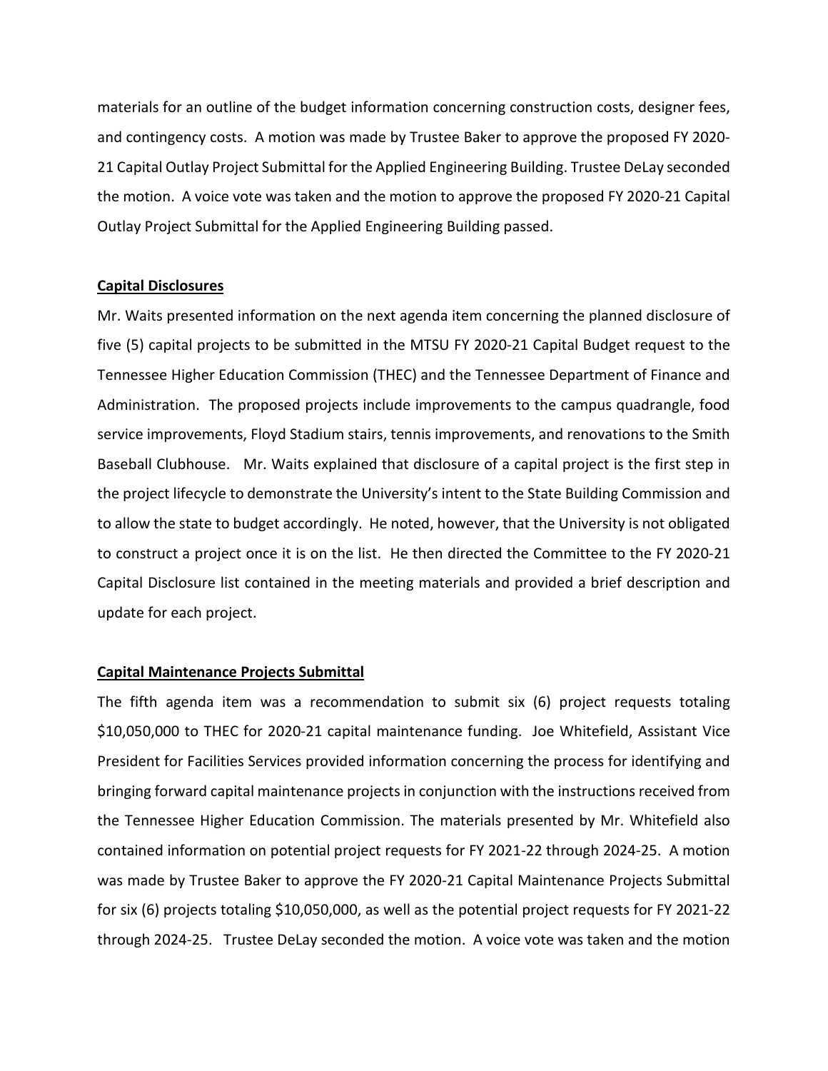materials for an outline of the budget information concerning construction costs, designer fees, and contingency costs. A motion was made by Trustee Baker to approve the proposed FY 2020-21 Capital Outlay Project Submittal for the Applied Engineering Building. Trustee DeLay seconded the motion. A voice vote was taken and the motion to approve the proposed FY 2020-21 Capital Outlay Project Submittal for the Applied Engineering Building passed.

**Capital Disclosures**

Mr. Waits presented information on the next agenda item concerning the planned disclosure of five (5) capital projects to be submitted in the MTSU FY 2020-21 Capital Budget request to the Tennessee Higher Education Commission (THEC) and the Tennessee Department of Finance and Administration. The proposed projects include improvements to the campus quadrangle, food service improvements, Floyd Stadium stairs, tennis improvements, and renovations to the Smith Baseball Clubhouse. Mr. Waits explained that disclosure of a capital project is the first step in the project lifecycle to demonstrate the University's intent to the State Building Commission and to allow the state to budget accordingly. He noted, however, that the University is not obligated to construct a project once it is on the list. He then directed the Committee to the FY 2020-21 Capital Disclosure list contained in the meeting materials and provided a brief description and update for each project.

**Capital Maintenance Projects Submittal**

The fifth agenda item was a recommendation to submit six (6) project requests totaling $10,050,000 to THEC for 2020-21 capital maintenance funding. Joe Whitefield, Assistant Vice President for Facilities Services provided information concerning the process for identifying and bringing forward capital maintenance projects in conjunction with the instructions received from the Tennessee Higher Education Commission. The materials presented by Mr. Whitefield also contained information on potential project requests for FY 2021-22 through 2024-25. A motion was made by Trustee Baker to approve the FY 2020-21 Capital Maintenance Projects Submittal for six (6) projects totaling $10,050,000, as well as the potential project requests for FY 2021-22 through 2024-25. Trustee DeLay seconded the motion. A voice vote was taken and the motion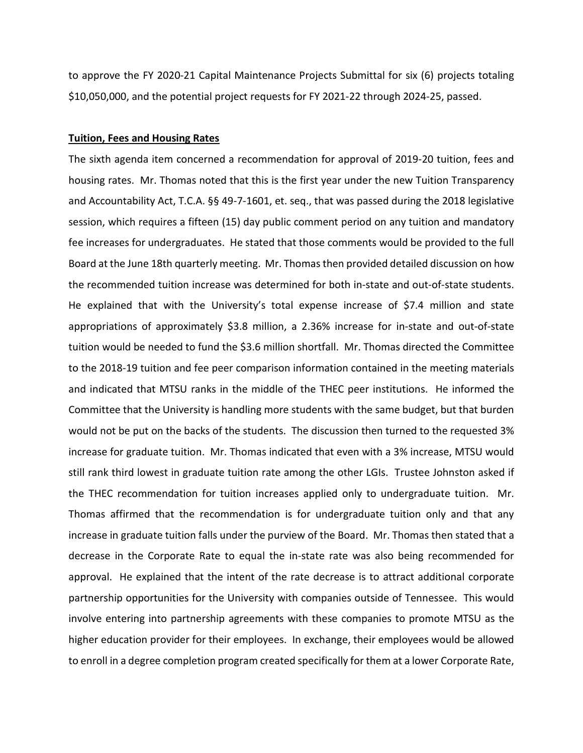to approve the FY 2020-21 Capital Maintenance Projects Submittal for six (6) projects totaling $10,050,000, and the potential project requests for FY 2021-22 through 2024-25, passed.

**Tuition, Fees and Housing Rates**

The sixth agenda item concerned a recommendation for approval of 2019-20 tuition, fees and housing rates. Mr. Thomas noted that this is the first year under the new Tuition Transparency and Accountability Act, T.C.A. §§ 49-7-1601, et. seq., that was passed during the 2018 legislative session, which requires a fifteen (15) day public comment period on any tuition and mandatory fee increases for undergraduates. He stated that those comments would be provided to the full Board at the June 18th quarterly meeting. Mr. Thomas then provided detailed discussion on how the recommended tuition increase was determined for both in-state and out-of-state students. He explained that with the University's total expense increase of $7.4 million and state appropriations of approximately $3.8 million, a 2.36% increase for in-state and out-of-state tuition would be needed to fund the $3.6 million shortfall. Mr. Thomas directed the Committee to the 2018-19 tuition and fee peer comparison information contained in the meeting materials and indicated that MTSU ranks in the middle of the THEC peer institutions. He informed the Committee that the University is handling more students with the same budget, but that burden would not be put on the backs of the students. The discussion then turned to the requested 3% increase for graduate tuition. Mr. Thomas indicated that even with a 3% increase, MTSU would still rank third lowest in graduate tuition rate among the other LGIs. Trustee Johnston asked if the THEC recommendation for tuition increases applied only to undergraduate tuition. Mr. Thomas affirmed that the recommendation is for undergraduate tuition only and that any increase in graduate tuition falls under the purview of the Board. Mr. Thomas then stated that a decrease in the Corporate Rate to equal the in-state rate was also being recommended for approval. He explained that the intent of the rate decrease is to attract additional corporate partnership opportunities for the University with companies outside of Tennessee. This would involve entering into partnership agreements with these companies to promote MTSU as the higher education provider for their employees. In exchange, their employees would be allowed to enroll in a degree completion program created specifically for them at a lower Corporate Rate,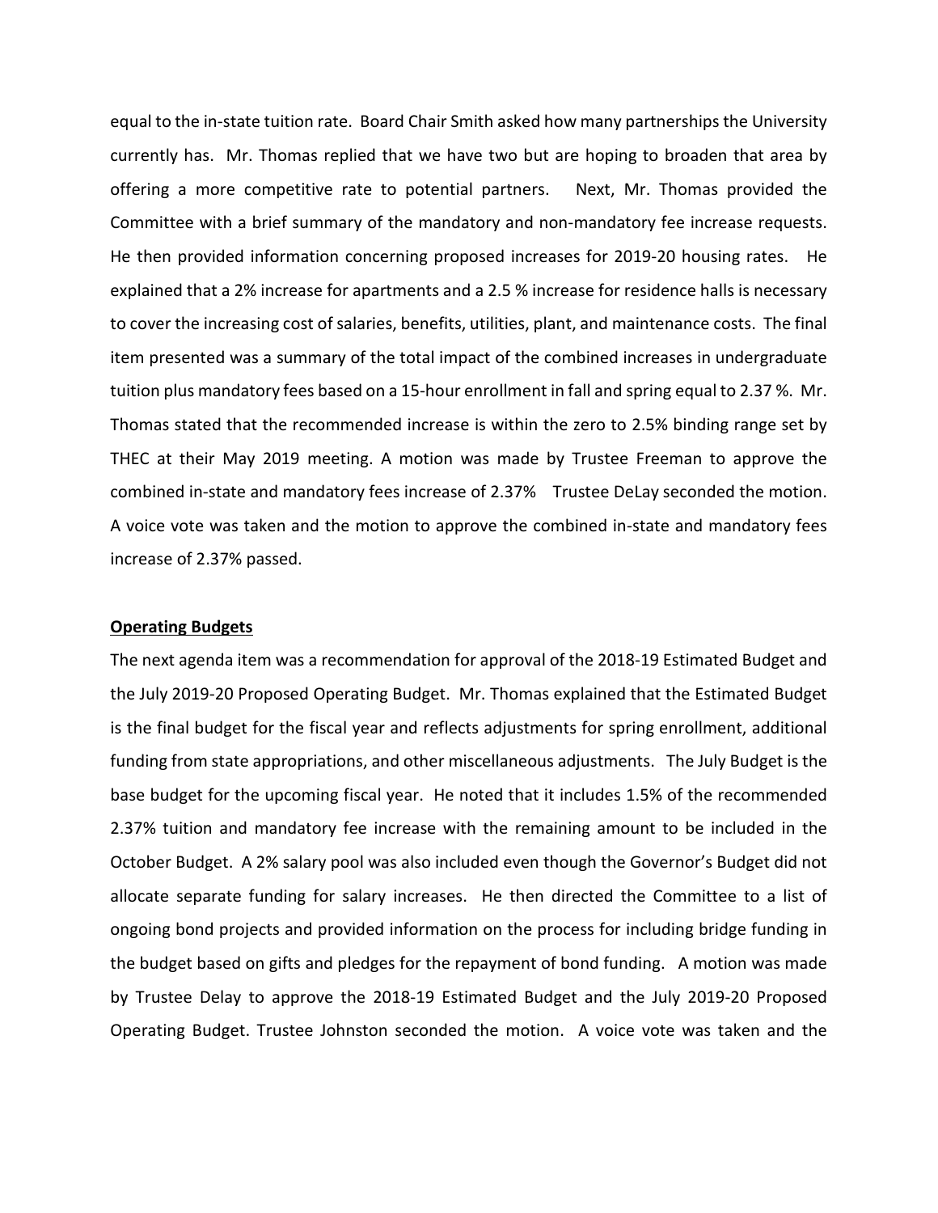equal to the in-state tuition rate. Board Chair Smith asked how many partnerships the University currently has. Mr. Thomas replied that we have two but are hoping to broaden that area by offering a more competitive rate to potential partners. Next, Mr. Thomas provided the Committee with a brief summary of the mandatory and non-mandatory fee increase requests. He then provided information concerning proposed increases for 2019-20 housing rates. He explained that a 2% increase for apartments and a 2.5 % increase for residence halls is necessary to cover the increasing cost of salaries, benefits, utilities, plant, and maintenance costs. The final item presented was a summary of the total impact of the combined increases in undergraduate tuition plus mandatory fees based on a 15-hour enrollment in fall and spring equal to 2.37 %. Mr. Thomas stated that the recommended increase is within the zero to 2.5% binding range set by THEC at their May 2019 meeting. A motion was made by Trustee Freeman to approve the combined in-state and mandatory fees increase of 2.37% Trustee DeLay seconded the motion. A voice vote was taken and the motion to approve the combined in-state and mandatory fees increase of 2.37% passed.

**Operating Budgets**

The next agenda item was a recommendation for approval of the 2018-19 Estimated Budget and the July 2019-20 Proposed Operating Budget. Mr. Thomas explained that the Estimated Budget is the final budget for the fiscal year and reflects adjustments for spring enrollment, additional funding from state appropriations, and other miscellaneous adjustments. The July Budget is the base budget for the upcoming fiscal year. He noted that it includes 1.5% of the recommended 2.37% tuition and mandatory fee increase with the remaining amount to be included in the October Budget. A 2% salary pool was also included even though the Governor's Budget did not allocate separate funding for salary increases. He then directed the Committee to a list of ongoing bond projects and provided information on the process for including bridge funding in the budget based on gifts and pledges for the repayment of bond funding. A motion was made by Trustee Delay to approve the 2018-19 Estimated Budget and the July 2019-20 Proposed Operating Budget. Trustee Johnston seconded the motion. A voice vote was taken and the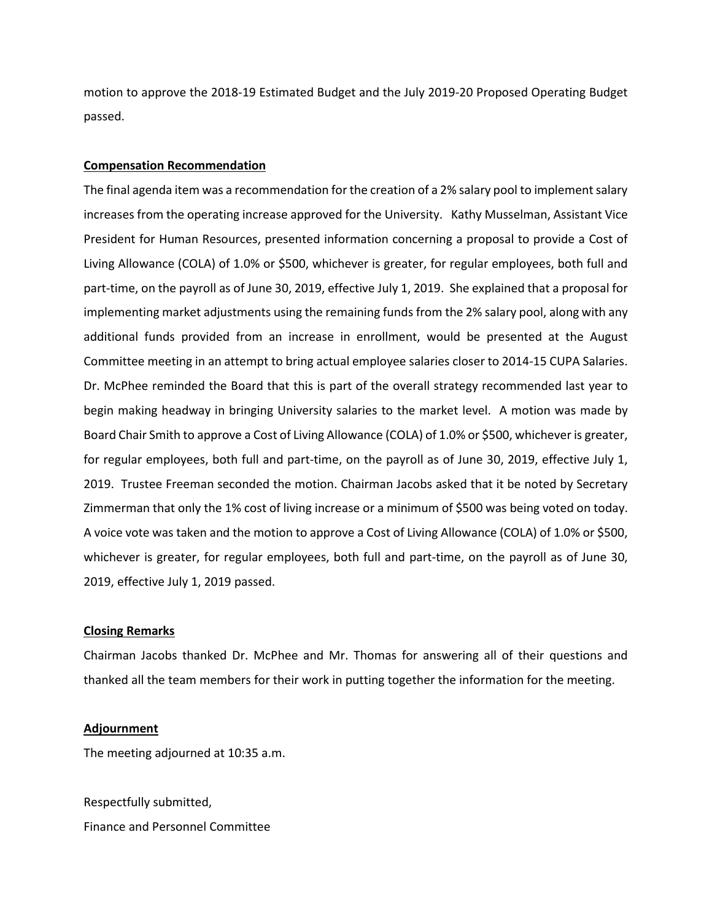motion to approve the 2018-19 Estimated Budget and the July 2019-20 Proposed Operating Budget passed.

**Compensation Recommendation**

The final agenda item was a recommendation for the creation of a 2% salary pool to implement salary increases from the operating increase approved for the University. Kathy Musselman, Assistant Vice President for Human Resources, presented information concerning a proposal to provide a Cost of Living Allowance (COLA) of 1.0% or $500, whichever is greater, for regular employees, both full and part-time, on the payroll as of June 30, 2019, effective July 1, 2019. She explained that a proposal for implementing market adjustments using the remaining funds from the 2% salary pool, along with any additional funds provided from an increase in enrollment, would be presented at the August Committee meeting in an attempt to bring actual employee salaries closer to 2014-15 CUPA Salaries. Dr. McPhee reminded the Board that this is part of the overall strategy recommended last year to begin making headway in bringing University salaries to the market level. A motion was made by Board Chair Smith to approve a Cost of Living Allowance (COLA) of 1.0% or $500, whichever is greater, for regular employees, both full and part-time, on the payroll as of June 30, 2019, effective July 1, 2019. Trustee Freeman seconded the motion. Chairman Jacobs asked that it be noted by Secretary Zimmerman that only the 1% cost of living increase or a minimum of $500 was being voted on today. A voice vote was taken and the motion to approve a Cost of Living Allowance (COLA) of 1.0% or $500, whichever is greater, for regular employees, both full and part-time, on the payroll as of June 30, 2019, effective July 1, 2019 passed.

**Closing Remarks**

Chairman Jacobs thanked Dr. McPhee and Mr. Thomas for answering all of their questions and thanked all the team members for their work in putting together the information for the meeting.

**Adjournment**

The meeting adjourned at 10:35 a.m.

Respectfully submitted,
Finance and Personnel Committee